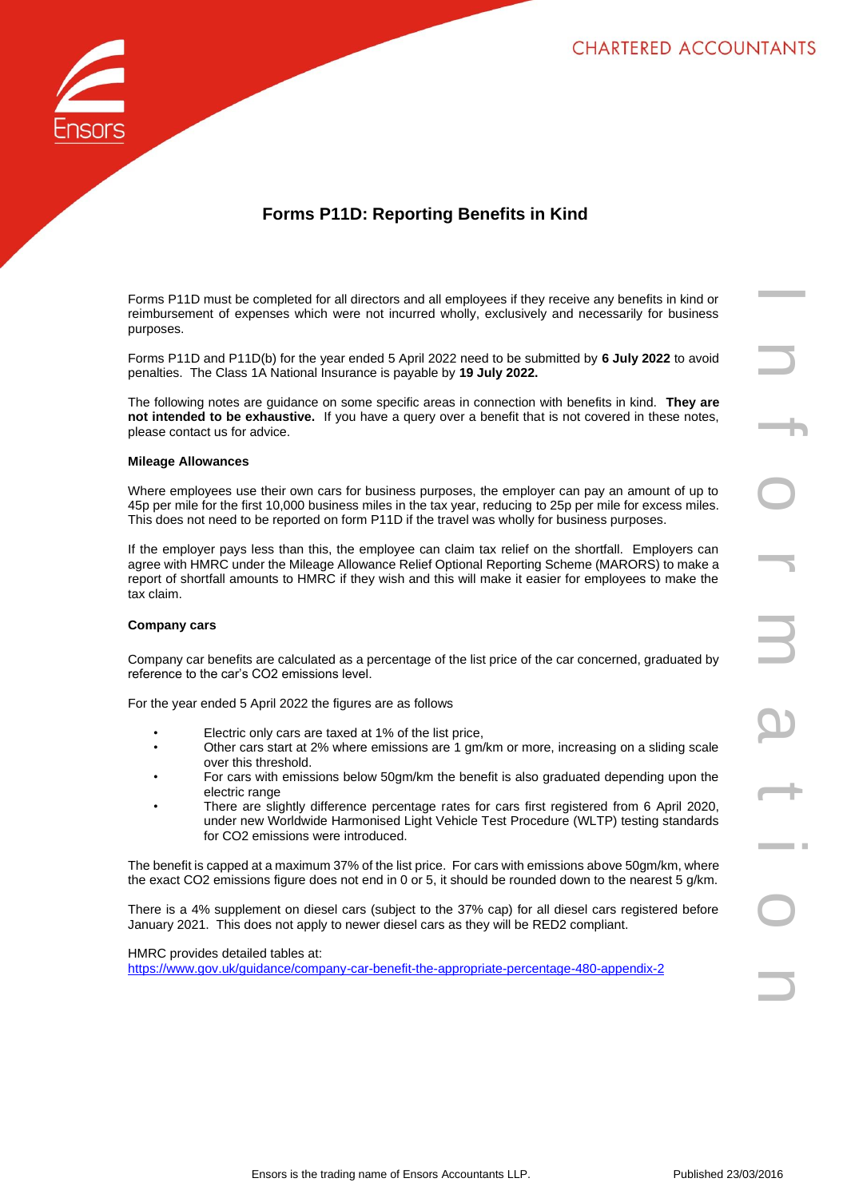# Forms P11D: Reporting Benefits in Kind

Forms P11D must be completed for all directors and all employees if they receive any benefits in kind or reimbursement of expenses which were not incurred wholly, exclusively and necessarily for business purposes.

Forms P11D and P11D(b) for the year ended 5 April 2022 need to be submitted by **6 July 2022** to avoid penalties. The Class 1A National Insurance is payable by **19 July 2022.**

The following notes are guidance on some specific areas in connection with benefits in kind. **They are not intended to be exhaustive.** If you have a query over a benefit that is not covered in these notes, please contact us for advice.

### Mileage Allowances

Where employees use their own cars for business purposes, the employer can pay an amount of up to 45p per mile for the first 10,000 business miles in the tax year, reducing to 25p per mile for excess miles. This does not need to be reported on form P11D if the travel was wholly for business purposes.

If the employer pays less than this, the employee can claim tax relief on the shortfall. Employers can agree with HMRC under the Mileage Allowance Relief Optional Reporting Scheme (MARORS) to make a report of shortfall amounts to HMRC if they wish and this will make it easier for employees to make the tax claim.

### Company cars

Company car benefits are calculated as a percentage of the list price of the car concerned, graduated by reference to the car's $CO_2$ emissions level.

For the year ended 5 April 2022 the figures are as follows

- Electric only cars are taxed at 1% of the list price,
- Other cars start at 2% where emissions are 1 gm/km or more, increasing on a sliding scale over this threshold.
- For cars with emissions below 50gm/km the benefit is also graduated depending upon the electric range
- There are slightly difference percentage rates for cars first registered from 6 April 2020, under new Worldwide Harmonised Light Vehicle Test Procedure (WLTP) testing standards for $CO_2$ emissions were introduced.

The benefit is capped at a maximum 37% of the list price. For cars with emissions above 50gm/km, where the exact $CO_2$ emissions figure does not end in 0 or 5, it should be rounded down to the nearest 5 g/km.

There is a 4% supplement on diesel cars (subject to the 37% cap) for all diesel cars registered before January 2021. This does not apply to newer diesel cars as they will be RED2 compliant.

HMRC provides detailed tables at:
https://www.gov.uk/guidance/company-car-benefit-the-appropriate-percentage-480-appendix-2

Ensors is the trading name of Ensors Accountants LLP.

Published 23/03/2016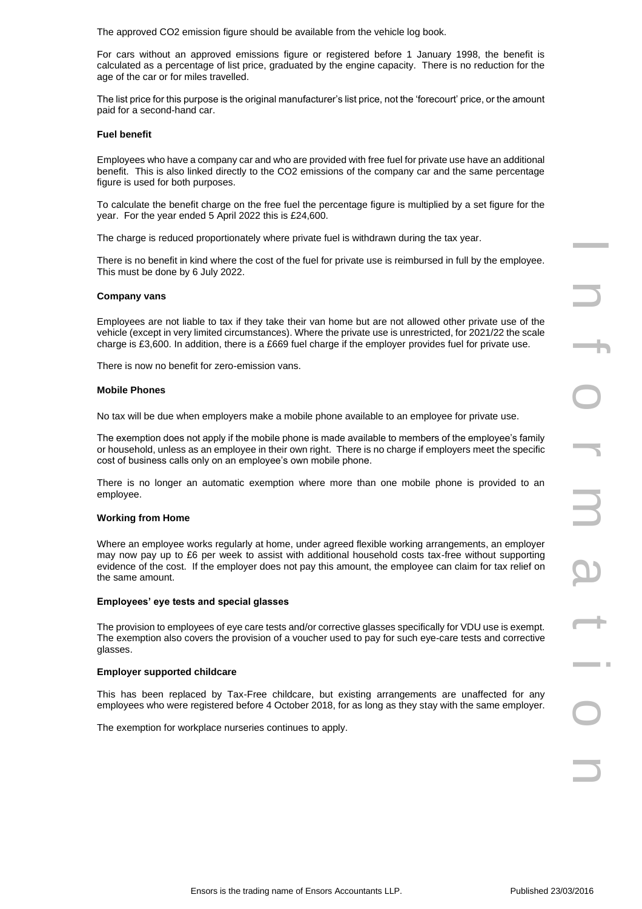The approved $CO_2$ emission figure should be available from the vehicle log book.

For cars without an approved emissions figure or registered before 1 January 1998, the benefit is calculated as a percentage of list price, graduated by the engine capacity. There is no reduction for the age of the car or for miles travelled.

The list price for this purpose is the original manufacturer's list price, not the 'forecourt' price, or the amount paid for a second-hand car.

**Fuel benefit**

Employees who have a company car and who are provided with free fuel for private use have an additional benefit. This is also linked directly to the $CO_2$ emissions of the company car and the same percentage figure is used for both purposes.

To calculate the benefit charge on the free fuel the percentage figure is multiplied by a set figure for the year. For the year ended 5 April 2022 this is £24,600.

The charge is reduced proportionately where private fuel is withdrawn during the tax year.

There is no benefit in kind where the cost of the fuel for private use is reimbursed in full by the employee. This must be done by 6 July 2022.

**Company vans**

Employees are not liable to tax if they take their van home but are not allowed other private use of the vehicle (except in very limited circumstances). Where the private use is unrestricted, for 2021/22 the scale charge is £3,600. In addition, there is a £669 fuel charge if the employer provides fuel for private use.

There is now no benefit for zero-emission vans.

**Mobile Phones**

No tax will be due when employers make a mobile phone available to an employee for private use.

The exemption does not apply if the mobile phone is made available to members of the employee's family or household, unless as an employee in their own right. There is no charge if employers meet the specific cost of business calls only on an employee's own mobile phone.

There is no longer an automatic exemption where more than one mobile phone is provided to an employee.

**Working from Home**

Where an employee works regularly at home, under agreed flexible working arrangements, an employer may now pay up to £6 per week to assist with additional household costs tax-free without supporting evidence of the cost. If the employer does not pay this amount, the employee can claim for tax relief on the same amount.

**Employees' eye tests and special glasses**

The provision to employees of eye care tests and/or corrective glasses specifically for VDU use is exempt. The exemption also covers the provision of a voucher used to pay for such eye-care tests and corrective glasses.

**Employer supported childcare**

This has been replaced by Tax-Free childcare, but existing arrangements are unaffected for any employees who were registered before 4 October 2018, for as long as they stay with the same employer.

The exemption for workplace nurseries continues to apply.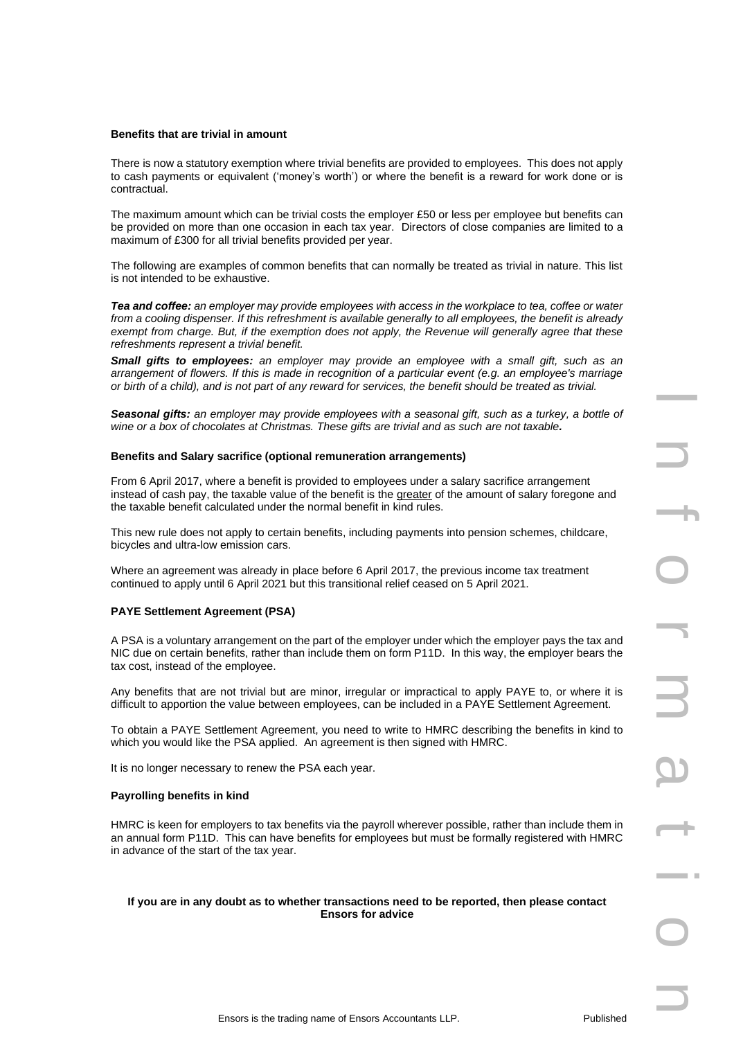**Benefits that are trivial in amount**

There is now a statutory exemption where trivial benefits are provided to employees. This does not apply to cash payments or equivalent ('money's worth') or where the benefit is a reward for work done or is contractual.

The maximum amount which can be trivial costs the employer £50 or less per employee but benefits can be provided on more than one occasion in each tax year. Directors of close companies are limited to a maximum of £300 for all trivial benefits provided per year.

The following are examples of common benefits that can normally be treated as trivial in nature. This list is not intended to be exhaustive.

***Tea and coffee:*** *an employer may provide employees with access in the workplace to tea, coffee or water from a cooling dispenser. If this refreshment is available generally to all employees, the benefit is already exempt from charge. But, if the exemption does not apply, the Revenue will generally agree that these refreshments represent a trivial benefit.*

***Small gifts to employees:*** *an employer may provide an employee with a small gift, such as an arrangement of flowers. If this is made in recognition of a particular event (e.g. an employee's marriage or birth of a child), and is not part of any reward for services, the benefit should be treated as trivial.*

***Seasonal gifts:*** *an employer may provide employees with a seasonal gift, such as a turkey, a bottle of wine or a box of chocolates at Christmas. These gifts are trivial and as such are not taxable.*

**Benefits and Salary sacrifice (optional remuneration arrangements)**

From 6 April 2017, where a benefit is provided to employees under a salary sacrifice arrangement instead of cash pay, the taxable value of the benefit is the greater of the amount of salary foregone and the taxable benefit calculated under the normal benefit in kind rules.

This new rule does not apply to certain benefits, including payments into pension schemes, childcare, bicycles and ultra-low emission cars.

Where an agreement was already in place before 6 April 2017, the previous income tax treatment continued to apply until 6 April 2021 but this transitional relief ceased on 5 April 2021.

**PAYE Settlement Agreement (PSA)**

A PSA is a voluntary arrangement on the part of the employer under which the employer pays the tax and NIC due on certain benefits, rather than include them on form P11D. In this way, the employer bears the tax cost, instead of the employee.

Any benefits that are not trivial but are minor, irregular or impractical to apply PAYE to, or where it is difficult to apportion the value between employees, can be included in a PAYE Settlement Agreement.

To obtain a PAYE Settlement Agreement, you need to write to HMRC describing the benefits in kind to which you would like the PSA applied. An agreement is then signed with HMRC.

It is no longer necessary to renew the PSA each year.

**Payrolling benefits in kind**

HMRC is keen for employers to tax benefits via the payroll wherever possible, rather than include them in an annual form P11D. This can have benefits for employees but must be formally registered with HMRC in advance of the start of the tax year.

**If you are in any doubt as to whether transactions need to be reported, then please contact Ensors for advice**

Ensors is the trading name of Ensors Accountants LLP. Published